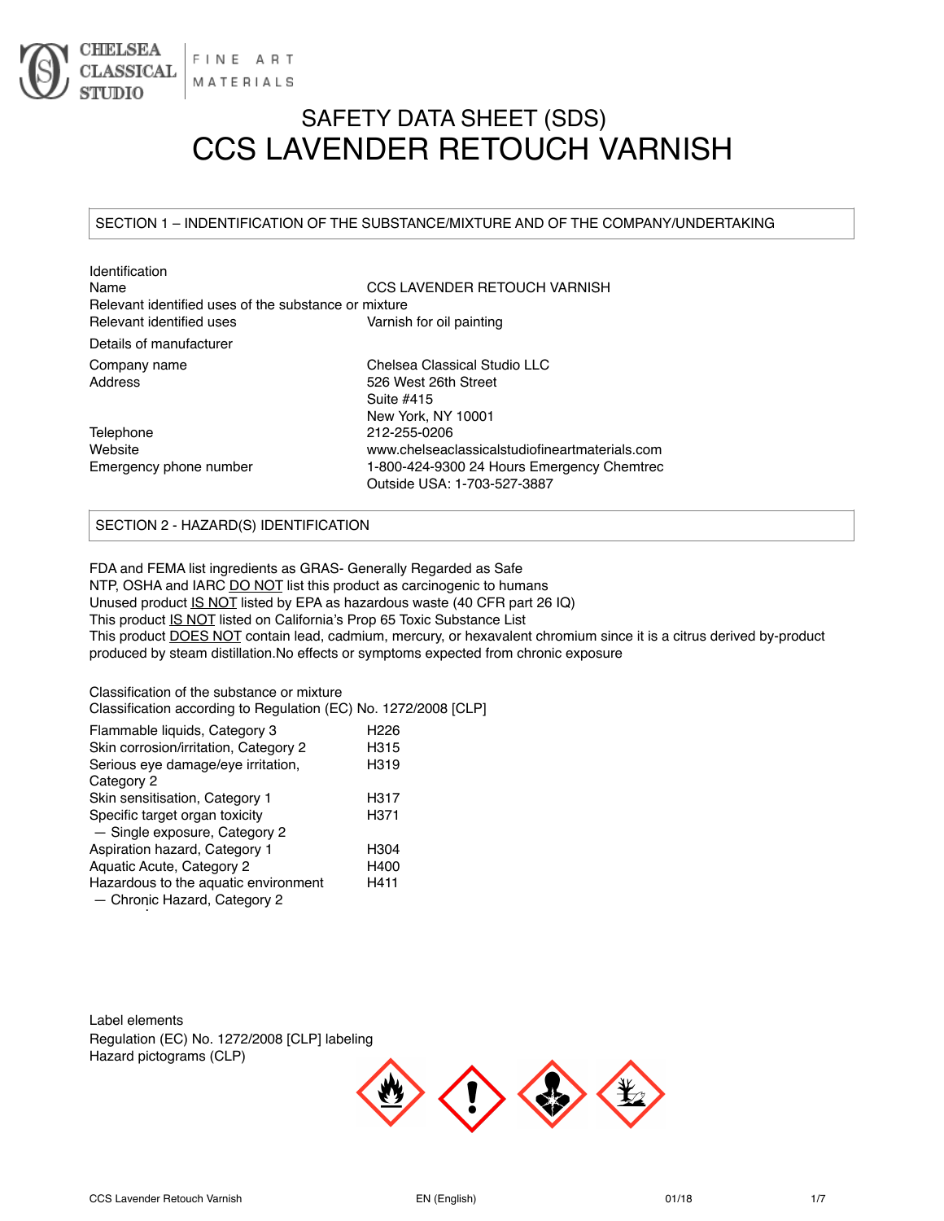CHELSEA CLASSICAL STUDIO | FINE ART MATERIALS

# SAFETY DATA SHEET (SDS)
# CCS LAVENDER RETOUCH VARNISH

## SECTION 1 – INDENTIFICATION OF THE SUBSTANCE/MIXTURE AND OF THE COMPANY/UNDERTAKING

Identification

| | |
|---|---|
| Name | CCS LAVENDER RETOUCH VARNISH |

Relevant identified uses of the substance or mixture

| | |
|---|---|
| Relevant identified uses | Varnish for oil painting |

Details of manufacturer

| | |
|---|---|
| Company name | Chelsea Classical Studio LLC |
| Address | 526 West 26th Street<br>Suite #415<br>New York, NY 10001 |
| Telephone | 212-255-0206 |
| Website | www.chelseaclassicalstudiofineartmaterials.com |
| Emergency phone number | 1-800-424-9300 24 Hours Emergency Chemtrec<br>Outside USA: 1-703-527-3887 |

## SECTION 2 - HAZARD(S) IDENTIFICATION

FDA and FEMA list ingredients as GRAS- Generally Regarded as Safe
NTP, OSHA and IARC DO NOT list this product as carcinogenic to humans
Unused product IS NOT listed by EPA as hazardous waste (40 CFR part 26 IQ)
This product IS NOT listed on California's Prop 65 Toxic Substance List
This product DOES NOT contain lead, cadmium, mercury, or hexavalent chromium since it is a citrus derived by-product produced by steam distillation.No effects or symptoms expected from chronic exposure

Classification of the substance or mixture
Classification according to Regulation (EC) No. 1272/2008 [CLP]

| | |
|---|---|
| Flammable liquids, Category 3 | H226 |
| Skin corrosion/irritation, Category 2 | H315 |
| Serious eye damage/eye irritation, Category 2 | H319 |
| Skin sensitisation, Category 1 | H317 |
| Specific target organ toxicity — Single exposure, Category 2 | H371 |
| Aspiration hazard, Category 1 | H304 |
| Aquatic Acute, Category 2 | H400 |
| Hazardous to the aquatic environment — Chronic Hazard, Category 2 | H411 |

Label elements
Regulation (EC) No. 1272/2008 [CLP] labeling
Hazard pictograms (CLP)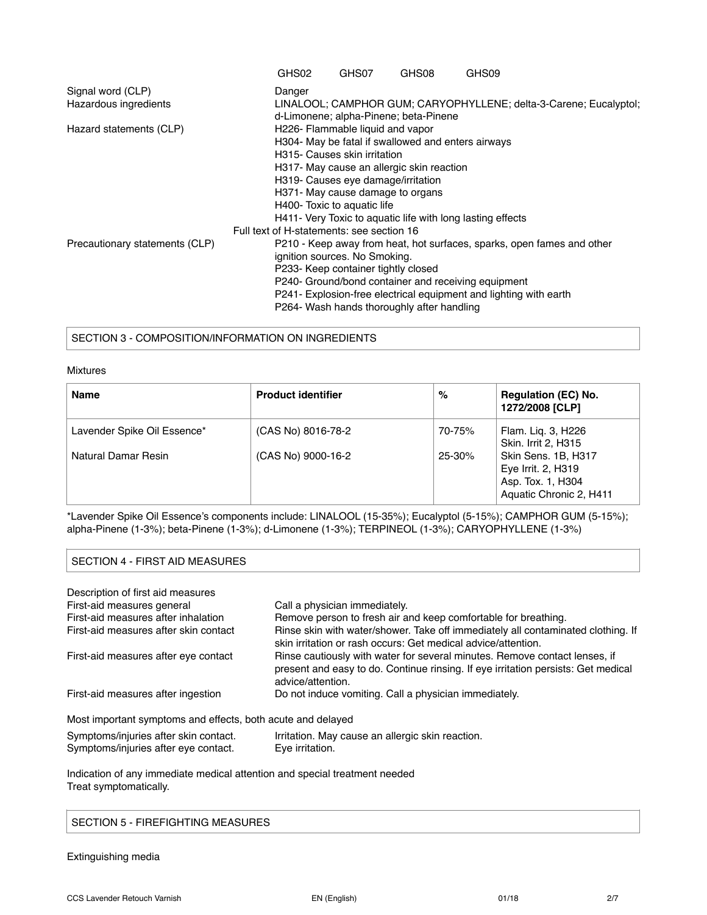| | GHS02 GHS07 GHS08 GHS09 |
|---|---|
| Signal word (CLP) | Danger |
| Hazardous ingredients | LINALOOL; CAMPHOR GUM; CARYOPHYLLENE; delta-3-Carene; Eucalyptol; d-Limonene; alpha-Pinene; beta-Pinene |
| Hazard statements (CLP) | H226- Flammable liquid and vapor<br>H304- May be fatal if swallowed and enters airways<br>H315- Causes skin irritation<br>H317- May cause an allergic skin reaction<br>H319- Causes eye damage/irritation<br>H371- May cause damage to organs<br>H400- Toxic to aquatic life<br>H411- Very Toxic to aquatic life with long lasting effects |

Full text of H-statements: see section 16

| | |
|---|---|
| Precautionary statements (CLP) | P210 - Keep away from heat, hot surfaces, sparks, open fames and other ignition sources. No Smoking.<br>P233- Keep container tightly closed<br>P240- Ground/bond container and receiving equipment<br>P241- Explosion-free electrical equipment and lighting with earth<br>P264- Wash hands thoroughly after handling |

## SECTION 3 - COMPOSITION/INFORMATION ON INGREDIENTS

Mixtures

| **Name** | **Product identifier** | **%** | **Regulation (EC) No. 1272/2008 [CLP]** |
|---|---|---|---|
| Lavender Spike Oil Essence* | (CAS No) 8016-78-2 | 70-75% | Flam. Liq. 3, H226<br>Skin. Irrit 2, H315 |
| Natural Damar Resin | (CAS No) 9000-16-2 | 25-30% | Skin Sens. 1B, H317<br>Eye Irrit. 2, H319<br>Asp. Tox. 1, H304<br>Aquatic Chronic 2, H411 |

*Lavender Spike Oil Essence's components include: LINALOOL (15-35%); Eucalyptol (5-15%); CAMPHOR GUM (5-15%); alpha-Pinene (1-3%); beta-Pinene (1-3%); d-Limonene (1-3%); TERPINEOL (1-3%); CARYOPHYLLENE (1-3%)

## SECTION 4 - FIRST AID MEASURES

Description of first aid measures

| | |
|---|---|
| First-aid measures general | Call a physician immediately. |
| First-aid measures after inhalation | Remove person to fresh air and keep comfortable for breathing. |
| First-aid measures after skin contact | Rinse skin with water/shower. Take off immediately all contaminated clothing. If skin irritation or rash occurs: Get medical advice/attention. |
| First-aid measures after eye contact | Rinse cautiously with water for several minutes. Remove contact lenses, if present and easy to do. Continue rinsing. If eye irritation persists: Get medical advice/attention. |
| First-aid measures after ingestion | Do not induce vomiting. Call a physician immediately. |

Most important symptoms and effects, both acute and delayed

| | |
|---|---|
| Symptoms/injuries after skin contact. | Irritation. May cause an allergic skin reaction. |
| Symptoms/injuries after eye contact. | Eye irritation. |

Indication of any immediate medical attention and special treatment needed
Treat symptomatically.

## SECTION 5 - FIREFIGHTING MEASURES

Extinguishing media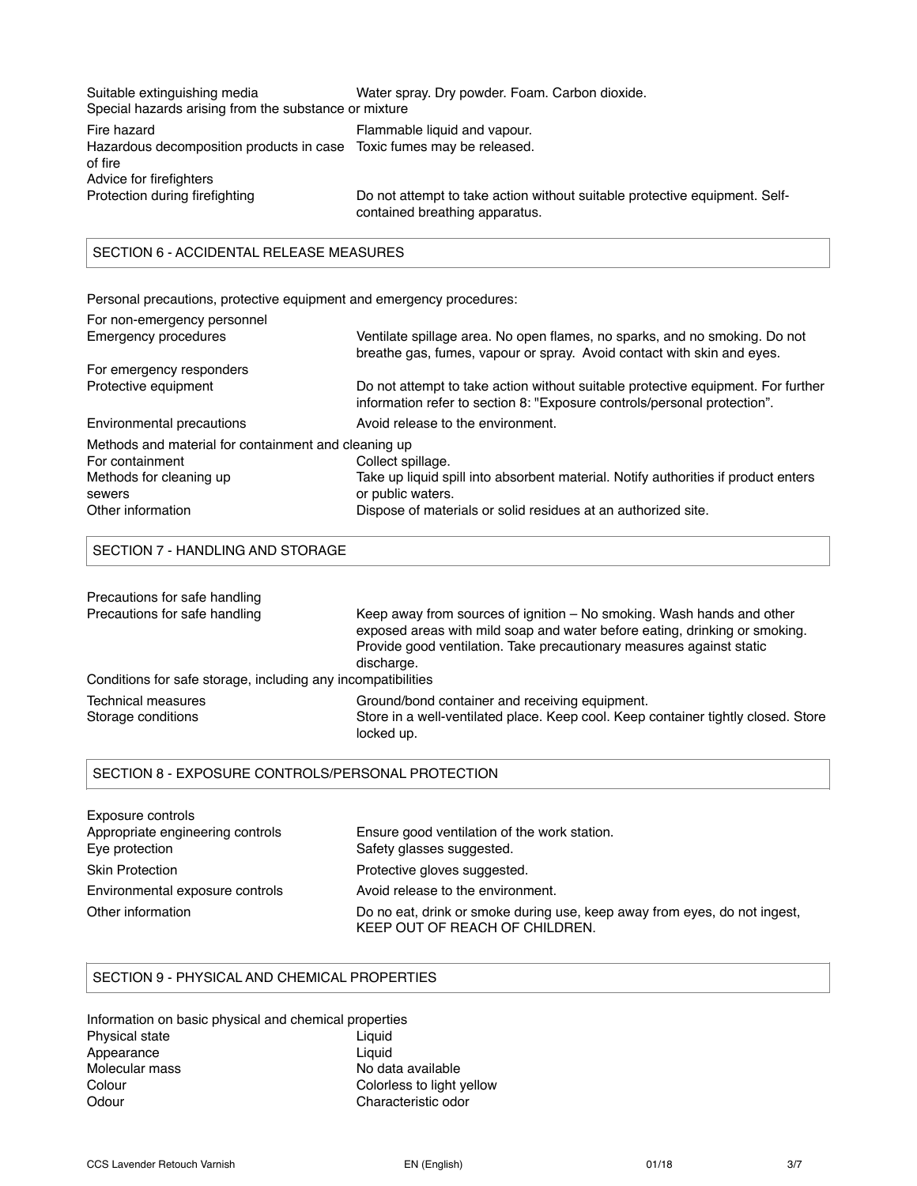| | |
|---|---|
| Suitable extinguishing media | Water spray. Dry powder. Foam. Carbon dioxide. |

Special hazards arising from the substance or mixture

| | |
|---|---|
| Fire hazard | Flammable liquid and vapour. |
| Hazardous decomposition products in case of fire | Toxic fumes may be released. |

Advice for firefighters

| | |
|---|---|
| Protection during firefighting | Do not attempt to take action without suitable protective equipment. Self-contained breathing apparatus. |

## SECTION 6 - ACCIDENTAL RELEASE MEASURES

Personal precautions, protective equipment and emergency procedures:

For non-emergency personnel

| | |
|---|---|
| Emergency procedures | Ventilate spillage area. No open flames, no sparks, and no smoking. Do not breathe gas, fumes, vapour or spray. Avoid contact with skin and eyes. |

For emergency responders

| | |
|---|---|
| Protective equipment | Do not attempt to take action without suitable protective equipment. For further information refer to section 8: "Exposure controls/personal protection". |
| Environmental precautions | Avoid release to the environment. |

Methods and material for containment and cleaning up

| | |
|---|---|
| For containment | Collect spillage. |
| Methods for cleaning up sewers | Take up liquid spill into absorbent material. Notify authorities if product enters or public waters. |
| Other information | Dispose of materials or solid residues at an authorized site. |

## SECTION 7 - HANDLING AND STORAGE

Precautions for safe handling

| | |
|---|---|
| Precautions for safe handling | Keep away from sources of ignition – No smoking. Wash hands and other exposed areas with mild soap and water before eating, drinking or smoking. Provide good ventilation. Take precautionary measures against static discharge. |

Conditions for safe storage, including any incompatibilities

| | |
|---|---|
| Technical measures | Ground/bond container and receiving equipment. |
| Storage conditions | Store in a well-ventilated place. Keep cool. Keep container tightly closed. Store locked up. |

## SECTION 8 - EXPOSURE CONTROLS/PERSONAL PROTECTION

Exposure controls

| | |
|---|---|
| Appropriate engineering controls | Ensure good ventilation of the work station. |
| Eye protection | Safety glasses suggested. |
| Skin Protection | Protective gloves suggested. |
| Environmental exposure controls | Avoid release to the environment. |
| Other information | Do no eat, drink or smoke during use, keep away from eyes, do not ingest, KEEP OUT OF REACH OF CHILDREN. |

## SECTION 9 - PHYSICAL AND CHEMICAL PROPERTIES

Information on basic physical and chemical properties

| | |
|---|---|
| Physical state | Liquid |
| Appearance | Liquid |
| Molecular mass | No data available |
| Colour | Colorless to light yellow |
| Odour | Characteristic odor |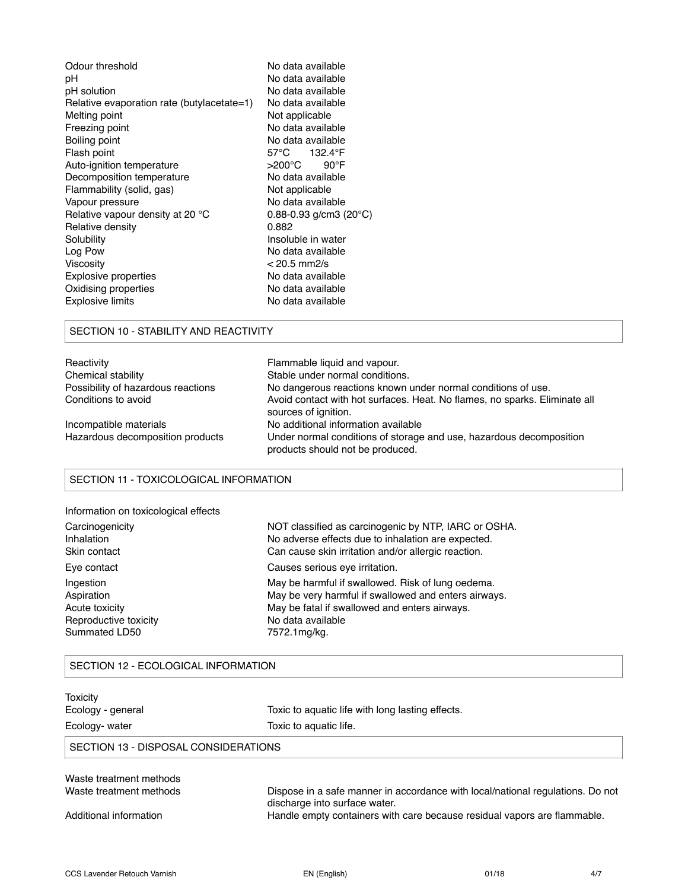| | |
|---|---|
| Odour threshold | No data available |
| pH | No data available |
| pH solution | No data available |
| Relative evaporation rate (butylacetate=1) | No data available |
| Melting point | Not applicable |
| Freezing point | No data available |
| Boiling point | No data available |
| Flash point | 57°C 132.4°F |
| Auto-ignition temperature | >200°C 90°F |
| Decomposition temperature | No data available |
| Flammability (solid, gas) | Not applicable |
| Vapour pressure | No data available |
| Relative vapour density at 20 °C | 0.88-0.93 g/cm3 (20°C) |
| Relative density | 0.882 |
| Solubility | Insoluble in water |
| Log Pow | No data available |
| Viscosity | < 20.5 mm2/s |
| Explosive properties | No data available |
| Oxidising properties | No data available |
| Explosive limits | No data available |

## SECTION 10 - STABILITY AND REACTIVITY

| | |
|---|---|
| Reactivity | Flammable liquid and vapour. |
| Chemical stability | Stable under normal conditions. |
| Possibility of hazardous reactions | No dangerous reactions known under normal conditions of use. |
| Conditions to avoid | Avoid contact with hot surfaces. Heat. No flames, no sparks. Eliminate all sources of ignition. |
| Incompatible materials | No additional information available |
| Hazardous decomposition products | Under normal conditions of storage and use, hazardous decomposition products should not be produced. |

## SECTION 11 - TOXICOLOGICAL INFORMATION

Information on toxicological effects

| | |
|---|---|
| Carcinogenicity | NOT classified as carcinogenic by NTP, IARC or OSHA. |
| Inhalation | No adverse effects due to inhalation are expected. |
| Skin contact | Can cause skin irritation and/or allergic reaction. |
| Eye contact | Causes serious eye irritation. |
| Ingestion | May be harmful if swallowed. Risk of lung oedema. |
| Aspiration | May be very harmful if swallowed and enters airways. |
| Acute toxicity | May be fatal if swallowed and enters airways. |
| Reproductive toxicity | No data available |
| Summated LD50 | 7572.1mg/kg. |

## SECTION 12 - ECOLOGICAL INFORMATION

Toxicity

| | |
|---|---|
| Ecology - general | Toxic to aquatic life with long lasting effects. |
| Ecology- water | Toxic to aquatic life. |

## SECTION 13 - DISPOSAL CONSIDERATIONS

Waste treatment methods

| | |
|---|---|
| Waste treatment methods | Dispose in a safe manner in accordance with local/national regulations. Do not discharge into surface water. |
| Additional information | Handle empty containers with care because residual vapors are flammable. |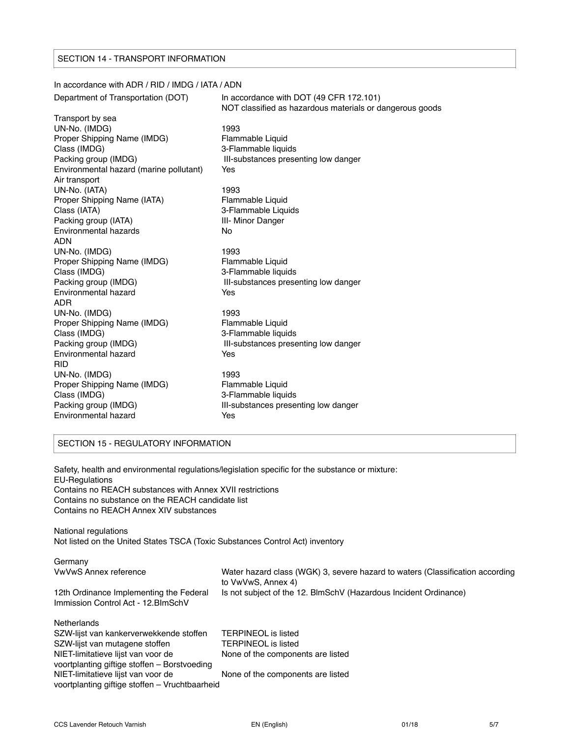## SECTION 14 - TRANSPORT INFORMATION

In accordance with ADR / RID / IMDG / IATA / ADN

| | |
|---|---|
| Department of Transportation (DOT) | In accordance with DOT (49 CFR 172.101) NOT classified as hazardous materials or dangerous goods |
| **Transport by sea** | |
| UN-No. (IMDG) | 1993 |
| Proper Shipping Name (IMDG) | Flammable Liquid |
| Class (IMDG) | 3-Flammable liquids |
| Packing group (IMDG) | III-substances presenting low danger |
| Environmental hazard (marine pollutant) | Yes |
| **Air transport** | |
| UN-No. (IATA) | 1993 |
| Proper Shipping Name (IATA) | Flammable Liquid |
| Class (IATA) | 3-Flammable Liquids |
| Packing group (IATA) | III- Minor Danger |
| Environmental hazards | No |
| **ADN** | |
| UN-No. (IMDG) | 1993 |
| Proper Shipping Name (IMDG) | Flammable Liquid |
| Class (IMDG) | 3-Flammable liquids |
| Packing group (IMDG) | III-substances presenting low danger |
| Environmental hazard | Yes |
| **ADR** | |
| UN-No. (IMDG) | 1993 |
| Proper Shipping Name (IMDG) | Flammable Liquid |
| Class (IMDG) | 3-Flammable liquids |
| Packing group (IMDG) | III-substances presenting low danger |
| Environmental hazard | Yes |
| **RID** | |
| UN-No. (IMDG) | 1993 |
| Proper Shipping Name (IMDG) | Flammable Liquid |
| Class (IMDG) | 3-Flammable liquids |
| Packing group (IMDG) | III-substances presenting low danger |
| Environmental hazard | Yes |

## SECTION 15 - REGULATORY INFORMATION

Safety, health and environmental regulations/legislation specific for the substance or mixture:

EU-Regulations

Contains no REACH substances with Annex XVII restrictions

Contains no substance on the REACH candidate list

Contains no REACH Annex XIV substances

National regulations

Not listed on the United States TSCA (Toxic Substances Control Act) inventory

**Germany**

| | |
|---|---|
| VwVwS Annex reference | Water hazard class (WGK) 3, severe hazard to waters (Classification according to VwVwS, Annex 4) |
| 12th Ordinance Implementing the Federal Immission Control Act - 12.BImSchV | Is not subject of the 12. BlmSchV (Hazardous Incident Ordinance) |

**Netherlands**

| | |
|---|---|
| SZW-lijst van kankerverwekkende stoffen | TERPINEOL is listed |
| SZW-lijst van mutagene stoffen | TERPINEOL is listed |
| NIET-limitatieve lijst van voor de voortplanting giftige stoffen – Borstvoeding | None of the components are listed |
| NIET-limitatieve lijst van voor de voortplanting giftige stoffen – Vruchtbaarheid | None of the components are listed |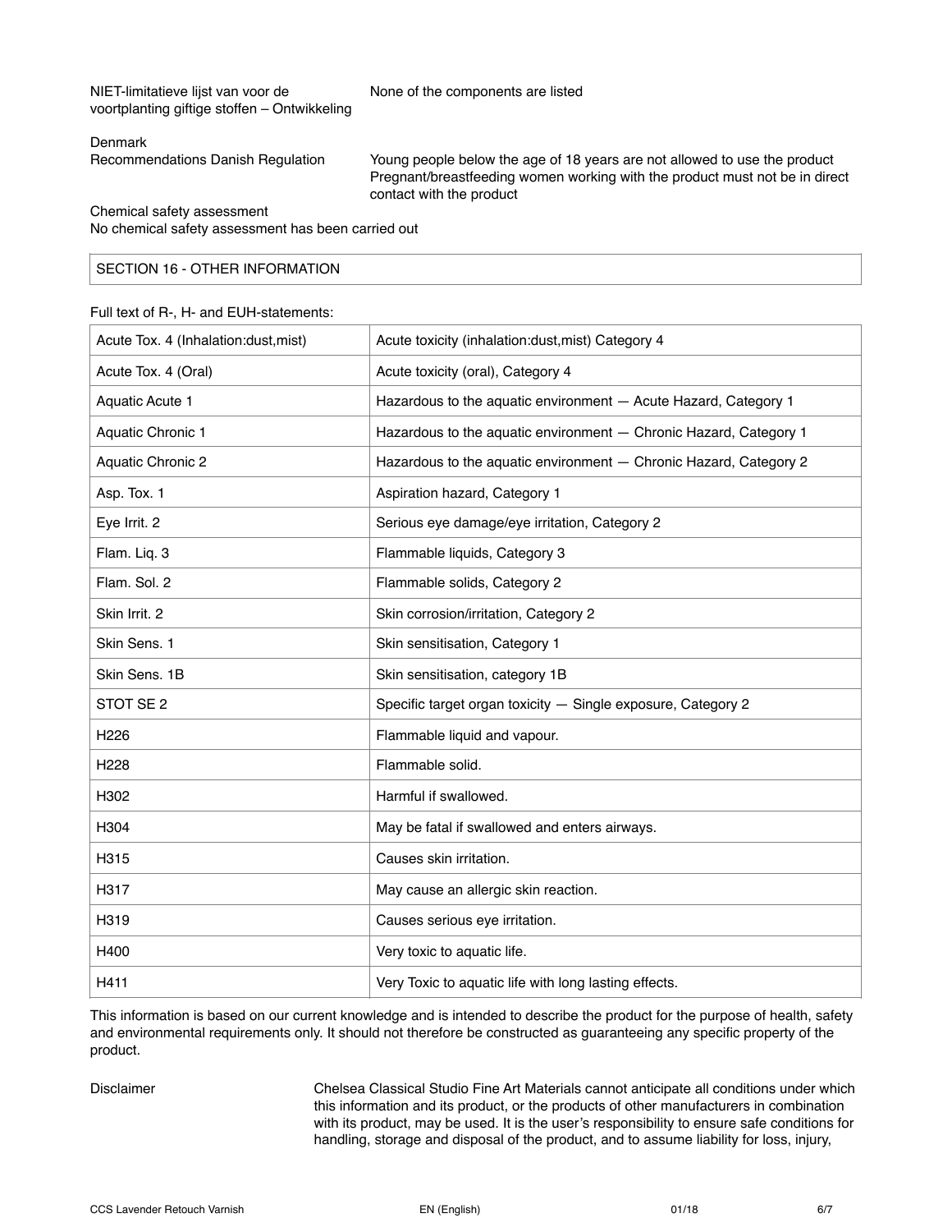| | |
|---|---|
| NIET-limitatieve lijst van voor de voortplanting giftige stoffen – Ontwikkeling | None of the components are listed |

Denmark

| | |
|---|---|
| Recommendations Danish Regulation | Young people below the age of 18 years are not allowed to use the product<br>Pregnant/breastfeeding women working with the product must not be in direct contact with the product |

Chemical safety assessment

No chemical safety assessment has been carried out

## SECTION 16 - OTHER INFORMATION

Full text of R-, H- and EUH-statements:

| | |
|---|---|
| Acute Tox. 4 (Inhalation:dust,mist) | Acute toxicity (inhalation:dust,mist) Category 4 |
| Acute Tox. 4 (Oral) | Acute toxicity (oral), Category 4 |
| Aquatic Acute 1 | Hazardous to the aquatic environment — Acute Hazard, Category 1 |
| Aquatic Chronic 1 | Hazardous to the aquatic environment — Chronic Hazard, Category 1 |
| Aquatic Chronic 2 | Hazardous to the aquatic environment — Chronic Hazard, Category 2 |
| Asp. Tox. 1 | Aspiration hazard, Category 1 |
| Eye Irrit. 2 | Serious eye damage/eye irritation, Category 2 |
| Flam. Liq. 3 | Flammable liquids, Category 3 |
| Flam. Sol. 2 | Flammable solids, Category 2 |
| Skin Irrit. 2 | Skin corrosion/irritation, Category 2 |
| Skin Sens. 1 | Skin sensitisation, Category 1 |
| Skin Sens. 1B | Skin sensitisation, category 1B |
| STOT SE 2 | Specific target organ toxicity — Single exposure, Category 2 |
| H226 | Flammable liquid and vapour. |
| H228 | Flammable solid. |
| H302 | Harmful if swallowed. |
| H304 | May be fatal if swallowed and enters airways. |
| H315 | Causes skin irritation. |
| H317 | May cause an allergic skin reaction. |
| H319 | Causes serious eye irritation. |
| H400 | Very toxic to aquatic life. |
| H411 | Very Toxic to aquatic life with long lasting effects. |

This information is based on our current knowledge and is intended to describe the product for the purpose of health, safety and environmental requirements only. It should not therefore be constructed as guaranteeing any specific property of the product.

| | |
|---|---|
| Disclaimer | Chelsea Classical Studio Fine Art Materials cannot anticipate all conditions under which this information and its product, or the products of other manufacturers in combination with its product, may be used. It is the user's responsibility to ensure safe conditions for handling, storage and disposal of the product, and to assume liability for loss, injury, |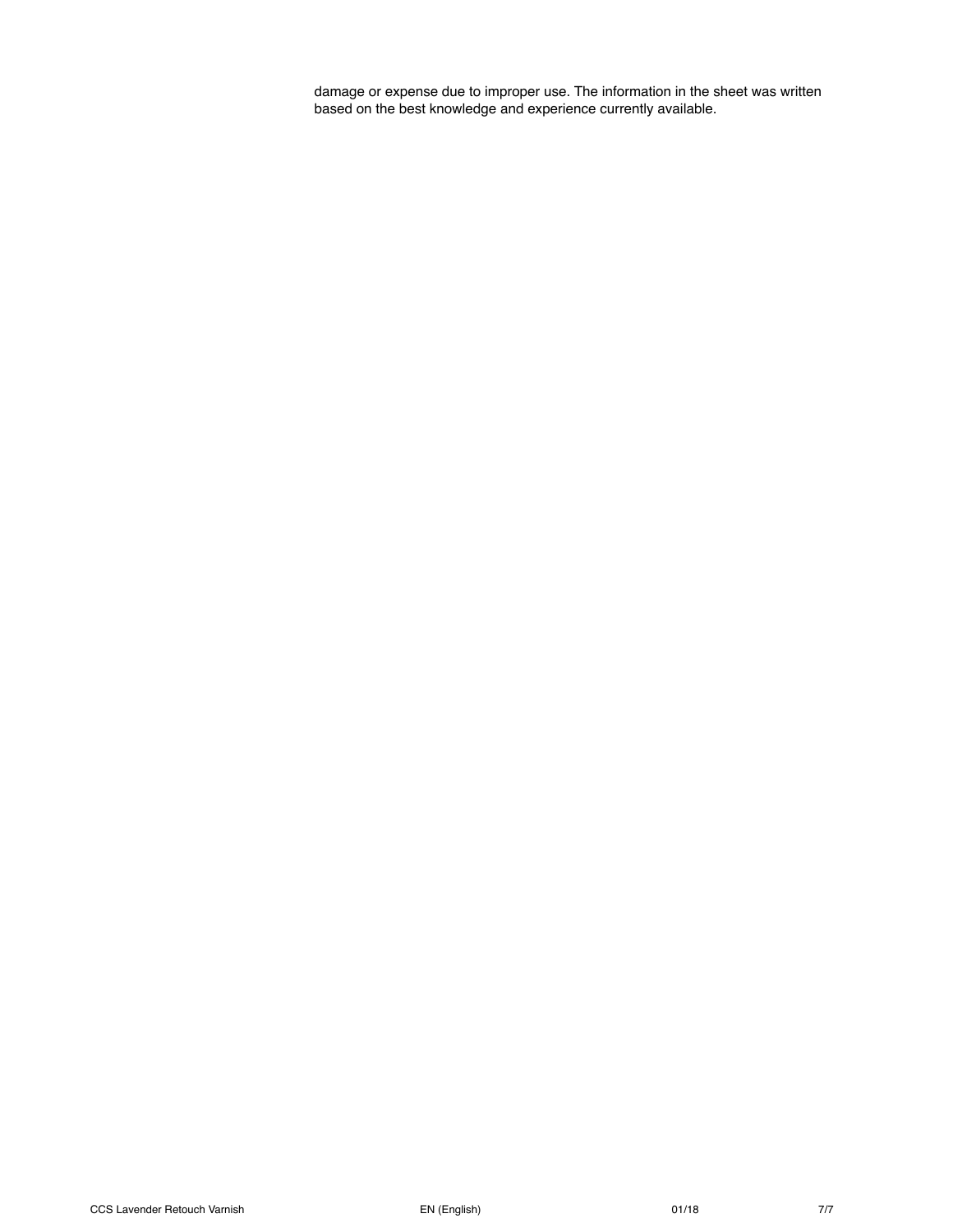damage or expense due to improper use. The information in the sheet was written based on the best knowledge and experience currently available.